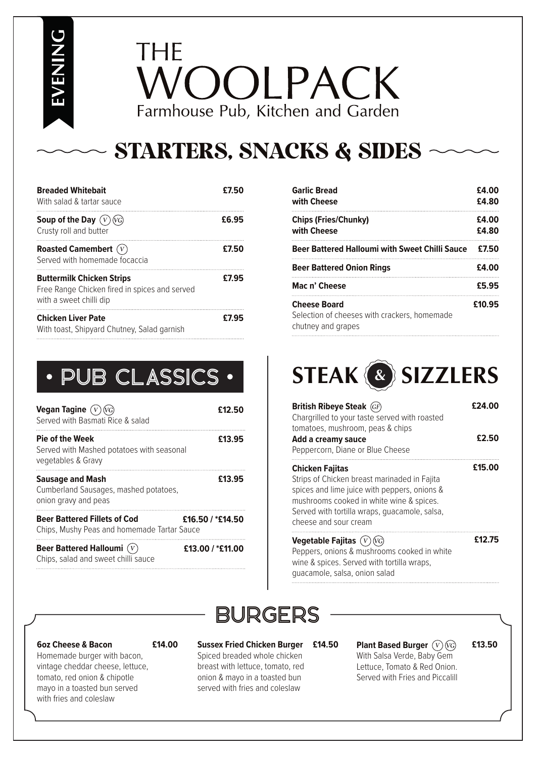EVENING

# THE WOOLPACK

Farmhouse Pub, Kitchen and Garden

## STARTERS, SNACKS & SIDES

**Breaded Whitebait** — £7.50
With salad & tartar sauce

**Soup of the Day** (V) (VG) — £6.95
Crusty roll and butter

**Roasted Camembert** (V) — £7.50
Served with homemade focaccia

**Buttermilk Chicken Strips** — £7.95
Free Range Chicken fired in spices and served with a sweet chilli dip

**Chicken Liver Pate** — £7.95
With toast, Shipyard Chutney, Salad garnish

**Garlic Bread** — £4.00
**with Cheese** — £4.80

**Chips (Fries/Chunky)** — £4.00
**with Cheese** — £4.80

**Beer Battered Halloumi with Sweet Chilli Sauce** — £7.50

**Beer Battered Onion Rings** — £4.00

**Mac n' Cheese** — £5.95

**Cheese Board** — £10.95
Selection of cheeses with crackers, homemade chutney and grapes

## • PUB CLASSICS •

**Vegan Tagine** (V) (VG) — £12.50
Served with Basmati Rice & salad

**Pie of the Week** — £13.95
Served with Mashed potatoes with seasonal vegetables & Gravy

**Sausage and Mash** — £13.95
Cumberland Sausages, mashed potatoes, onion gravy and peas

**Beer Battered Fillets of Cod** — £16.50 / *£14.50
Chips, Mushy Peas and homemade Tartar Sauce

**Beer Battered Halloumi** (V) — £13.00 / *£11.00
Chips, salad and sweet chilli sauce

## STEAK & SIZZLERS

**British Ribeye Steak** (GF) — £24.00
Chargrilled to your taste served with roasted tomatoes, mushroom, peas & chips

**Add a creamy sauce** — £2.50
Peppercorn, Diane or Blue Cheese

**Chicken Fajitas** — £15.00
Strips of Chicken breast marinaded in Fajita spices and lime juice with peppers, onions & mushrooms cooked in white wine & spices. Served with tortilla wraps, guacamole, salsa, cheese and sour cream

**Vegetable Fajitas** (V) (VG) — £12.75
Peppers, onions & mushrooms cooked in white wine & spices. Served with tortilla wraps, guacamole, salsa, onion salad

## BURGERS

**6oz Cheese & Bacon** — £14.00
Homemade burger with bacon, vintage cheddar cheese, lettuce, tomato, red onion & chipotle mayo in a toasted bun served with fries and coleslaw

**Sussex Fried Chicken Burger** — £14.50
Spiced breaded whole chicken breast with lettuce, tomato, red onion & mayo in a toasted bun served with fries and coleslaw

**Plant Based Burger** (V) (VG) — £13.50
With Salsa Verde, Baby Gem Lettuce, Tomato & Red Onion. Served with Fries and Piccalill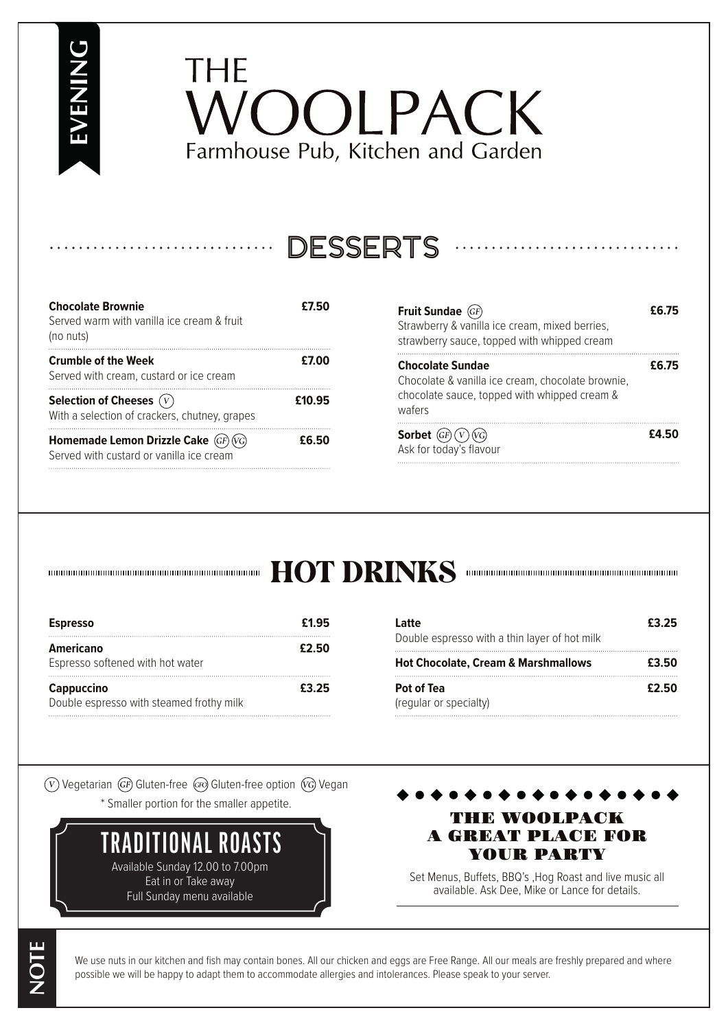EVENING

# THE WOOLPACK

Farmhouse Pub, Kitchen and Garden

## DESSERTS

**Chocolate Brownie** — **£7.50**
Served warm with vanilla ice cream & fruit (no nuts)

**Crumble of the Week** — **£7.00**
Served with cream, custard or ice cream

**Selection of Cheeses** (V) — **£10.95**
With a selection of crackers, chutney, grapes

**Homemade Lemon Drizzle Cake** (GF) (VG) — **£6.50**
Served with custard or vanilla ice cream

**Fruit Sundae** (GF) — **£6.75**
Strawberry & vanilla ice cream, mixed berries, strawberry sauce, topped with whipped cream

**Chocolate Sundae** — **£6.75**
Chocolate & vanilla ice cream, chocolate brownie, chocolate sauce, topped with whipped cream & wafers

**Sorbet** (GF) (V) (VG) — **£4.50**
Ask for today's flavour

## HOT DRINKS

**Espresso** — **£1.95**

**Americano** — **£2.50**
Espresso softened with hot water

**Cappuccino** — **£3.25**
Double espresso with steamed frothy milk

**Latte** — **£3.25**
Double espresso with a thin layer of hot milk

**Hot Chocolate, Cream & Marshmallows** — **£3.50**

**Pot of Tea** — **£2.50**
(regular or specialty)

(V) Vegetarian (GF) Gluten-free (GFO) Gluten-free option (VG) Vegan

* Smaller portion for the smaller appetite.

## TRADITIONAL ROASTS

Available Sunday 12.00 to 7.00pm
Eat in or Take away
Full Sunday menu available

## THE WOOLPACK A GREAT PLACE FOR YOUR PARTY

Set Menus, Buffets, BBQ's ,Hog Roast and live music all available. Ask Dee, Mike or Lance for details.

**NOTE**

We use nuts in our kitchen and fish may contain bones. All our chicken and eggs are Free Range. All our meals are freshly prepared and where possible we will be happy to adapt them to accommodate allergies and intolerances. Please speak to your server.